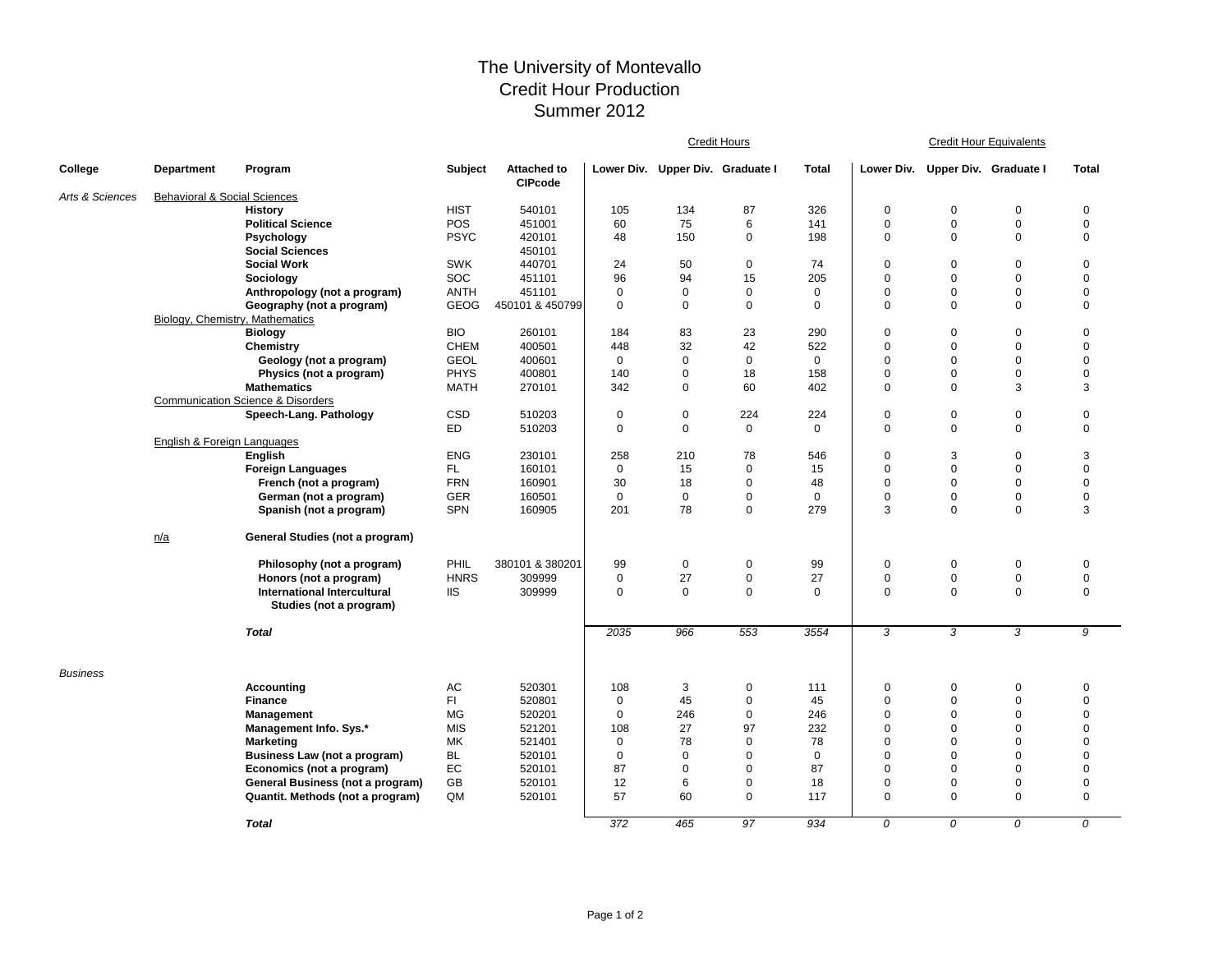# The University of Montevallo
## Credit Hour Production
## Summer 2012

| College | Department | Program | Subject | Attached to CIPcode | Credit Hours | | | | Credit Hour Equivalents | | | |
|---|---|---|---|---|---|---|---|---|---|---|---|---|
| | | | | | Lower Div. | Upper Div. | Graduate I | Total | Lower Div. | Upper Div. | Graduate I | Total |
| *Arts & Sciences* | Behavioral & Social Sciences | | | | | | | | | | | |
| | | **History** | HIST | 540101 | 105 | 134 | 87 | 326 | 0 | 0 | 0 | 0 |
| | | **Political Science** | POS | 451001 | 60 | 75 | 6 | 141 | 0 | 0 | 0 | 0 |
| | | **Psychology** | PSYC | 420101 | 48 | 150 | 0 | 198 | 0 | 0 | 0 | 0 |
| | | **Social Sciences** | | 450101 | | | | | | | | |
| | | **Social Work** | SWK | 440701 | 24 | 50 | 0 | 74 | 0 | 0 | 0 | 0 |
| | | **Sociology** | SOC | 451101 | 96 | 94 | 15 | 205 | 0 | 0 | 0 | 0 |
| | | **Anthropology (not a program)** | ANTH | 451101 | 0 | 0 | 0 | 0 | 0 | 0 | 0 | 0 |
| | | **Geography (not a program)** | GEOG | 450101 & 450799 | 0 | 0 | 0 | 0 | 0 | 0 | 0 | 0 |
| | Biology, Chemistry, Mathematics | | | | | | | | | | | |
| | | **Biology** | BIO | 260101 | 184 | 83 | 23 | 290 | 0 | 0 | 0 | 0 |
| | | **Chemistry** | CHEM | 400501 | 448 | 32 | 42 | 522 | 0 | 0 | 0 | 0 |
| | | **Geology (not a program)** | GEOL | 400601 | 0 | 0 | 0 | 0 | 0 | 0 | 0 | 0 |
| | | **Physics (not a program)** | PHYS | 400801 | 140 | 0 | 18 | 158 | 0 | 0 | 0 | 0 |
| | | **Mathematics** | MATH | 270101 | 342 | 0 | 60 | 402 | 0 | 0 | 3 | 3 |
| | Communication Science & Disorders | | | | | | | | | | | |
| | | **Speech-Lang. Pathology** | CSD | 510203 | 0 | 0 | 224 | 224 | 0 | 0 | 0 | 0 |
| | | | ED | 510203 | 0 | 0 | 0 | 0 | 0 | 0 | 0 | 0 |
| | English & Foreign Languages | | | | | | | | | | | |
| | | **English** | ENG | 230101 | 258 | 210 | 78 | 546 | 0 | 3 | 0 | 3 |
| | | **Foreign Languages** | FL | 160101 | 0 | 15 | 0 | 15 | 0 | 0 | 0 | 0 |
| | | **French (not a program)** | FRN | 160901 | 30 | 18 | 0 | 48 | 0 | 0 | 0 | 0 |
| | | **German (not a program)** | GER | 160501 | 0 | 0 | 0 | 0 | 0 | 0 | 0 | 0 |
| | | **Spanish (not a program)** | SPN | 160905 | 201 | 78 | 0 | 279 | 3 | 0 | 0 | 3 |
| | n/a | **General Studies (not a program)** | | | | | | | | | | |
| | | **Philosophy (not a program)** | PHIL | 380101 & 380201 | 99 | 0 | 0 | 99 | 0 | 0 | 0 | 0 |
| | | **Honors (not a program)** | HNRS | 309999 | 0 | 27 | 0 | 27 | 0 | 0 | 0 | 0 |
| | | **International Intercultural Studies (not a program)** | IIS | 309999 | 0 | 0 | 0 | 0 | 0 | 0 | 0 | 0 |
| | | ***Total*** | | | *2035* | *966* | *553* | *3554* | *3* | *3* | *3* | *9* |
| *Business* | | | | | | | | | | | | |
| | | **Accounting** | AC | 520301 | 108 | 3 | 0 | 111 | 0 | 0 | 0 | 0 |
| | | **Finance** | FI | 520801 | 0 | 45 | 0 | 45 | 0 | 0 | 0 | 0 |
| | | **Management** | MG | 520201 | 0 | 246 | 0 | 246 | 0 | 0 | 0 | 0 |
| | | **Management Info. Sys.*** | MIS | 521201 | 108 | 27 | 97 | 232 | 0 | 0 | 0 | 0 |
| | | **Marketing** | MK | 521401 | 0 | 78 | 0 | 78 | 0 | 0 | 0 | 0 |
| | | **Business Law (not a program)** | BL | 520101 | 0 | 0 | 0 | 0 | 0 | 0 | 0 | 0 |
| | | **Economics (not a program)** | EC | 520101 | 87 | 0 | 0 | 87 | 0 | 0 | 0 | 0 |
| | | **General Business (not a program)** | GB | 520101 | 12 | 6 | 0 | 18 | 0 | 0 | 0 | 0 |
| | | **Quantit. Methods (not a program)** | QM | 520101 | 57 | 60 | 0 | 117 | 0 | 0 | 0 | 0 |
| | | ***Total*** | | | *372* | *465* | *97* | *934* | *0* | *0* | *0* | *0* |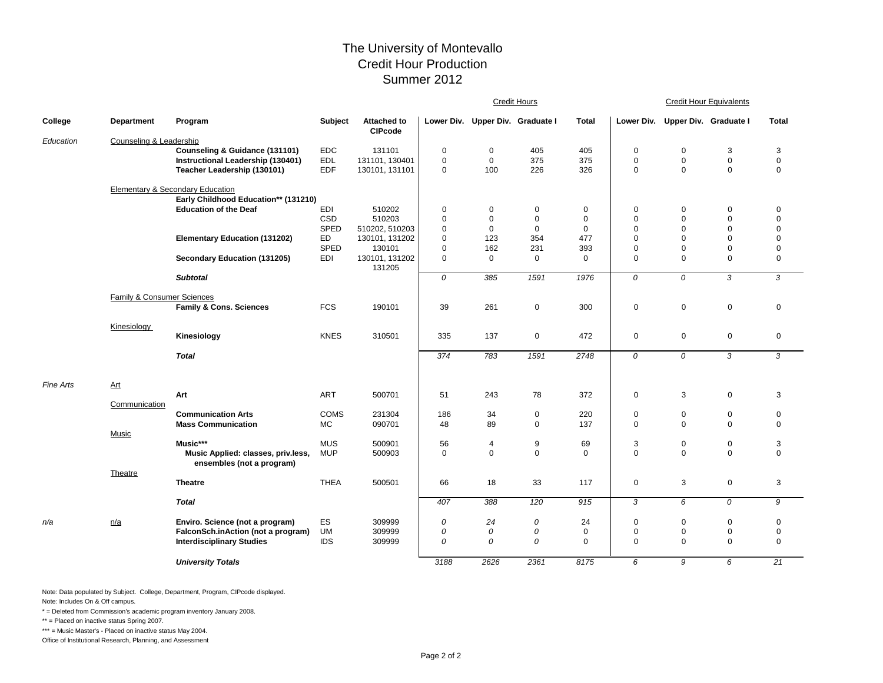# The University of Montevallo
## Credit Hour Production
## Summer 2012

| College | Department | Program | Subject | Attached to CIPcode | Credit Hours | | | | Credit Hour Equivalents | | | |
|---|---|---|---|---|---|---|---|---|---|---|---|---|
| | | | | | Lower Div. | Upper Div. | Graduate I | Total | Lower Div. | Upper Div. | Graduate I | Total |
| *Education* | Counseling & Leadership | | | | | | | | | | | |
| | | **Counseling & Guidance (131101)** | EDC | 131101 | 0 | 0 | 405 | 405 | 0 | 0 | 3 | 3 |
| | | **Instructional Leadership (130401)** | EDL | 131101, 130401 | 0 | 0 | 375 | 375 | 0 | 0 | 0 | 0 |
| | | **Teacher Leadership (130101)** | EDF | 130101, 131101 | 0 | 100 | 226 | 326 | 0 | 0 | 0 | 0 |
| | Elementary & Secondary Education | | | | | | | | | | | |
| | | **Early Childhood Education** (131210)** | | | | | | | | | | |
| | | **Education of the Deaf** | EDI | 510202 | 0 | 0 | 0 | 0 | 0 | 0 | 0 | 0 |
| | | | CSD | 510203 | 0 | 0 | 0 | 0 | 0 | 0 | 0 | 0 |
| | | | SPED | 510202, 510203 | 0 | 0 | 0 | 0 | 0 | 0 | 0 | 0 |
| | | **Elementary Education (131202)** | ED | 130101, 131202 | 0 | 123 | 354 | 477 | 0 | 0 | 0 | 0 |
| | | | SPED | 130101 | 0 | 162 | 231 | 393 | 0 | 0 | 0 | 0 |
| | | **Secondary Education (131205)** | EDI | 130101, 131202 131205 | 0 | 0 | 0 | 0 | 0 | 0 | 0 | 0 |
| | | ***Subtotal*** | | | *0* | *385* | *1591* | *1976* | *0* | *0* | *3* | *3* |
| | Family & Consumer Sciences | | | | | | | | | | | |
| | | **Family & Cons. Sciences** | FCS | 190101 | 39 | 261 | 0 | 300 | 0 | 0 | 0 | 0 |
| | Kinesiology | | | | | | | | | | | |
| | | **Kinesiology** | KNES | 310501 | 335 | 137 | 0 | 472 | 0 | 0 | 0 | 0 |
| | | ***Total*** | | | *374* | *783* | *1591* | *2748* | *0* | *0* | *3* | *3* |
| *Fine Arts* | Art | | | | | | | | | | | |
| | | **Art** | ART | 500701 | 51 | 243 | 78 | 372 | 0 | 3 | 0 | 3 |
| | Communication | | | | | | | | | | | |
| | | **Communication Arts** | COMS | 231304 | 186 | 34 | 0 | 220 | 0 | 0 | 0 | 0 |
| | | **Mass Communication** | MC | 090701 | 48 | 89 | 0 | 137 | 0 | 0 | 0 | 0 |
| | Music | | | | | | | | | | | |
| | | **Music***** | MUS | 500901 | 56 | 4 | 9 | 69 | 3 | 0 | 0 | 3 |
| | | **Music Applied: classes, priv.less, ensembles (not a program)** | MUP | 500903 | 0 | 0 | 0 | 0 | 0 | 0 | 0 | 0 |
| | Theatre | | | | | | | | | | | |
| | | **Theatre** | THEA | 500501 | 66 | 18 | 33 | 117 | 0 | 3 | 0 | 3 |
| | | ***Total*** | | | *407* | *388* | *120* | *915* | *3* | *6* | *0* | *9* |
| *n/a* | n/a | **Enviro. Science (not a program)** | ES | 309999 | *0* | *24* | *0* | 24 | 0 | 0 | 0 | 0 |
| | | **FalconSch.inAction (not a program)** | UM | 309999 | *0* | *0* | *0* | 0 | 0 | 0 | 0 | 0 |
| | | **Interdisciplinary Studies** | IDS | 309999 | *0* | *0* | *0* | 0 | 0 | 0 | 0 | 0 |
| | | ***University Totals*** | | | *3188* | *2626* | *2361* | *8175* | *6* | *9* | *6* | *21* |

Note: Data populated by Subject. College, Department, Program, CIPcode displayed.

Note: Includes On & Off campus.

* = Deleted from Commission's academic program inventory January 2008.

** = Placed on inactive status Spring 2007.

*** = Music Master's - Placed on inactive status May 2004.

Office of Institutional Research, Planning, and Assessment